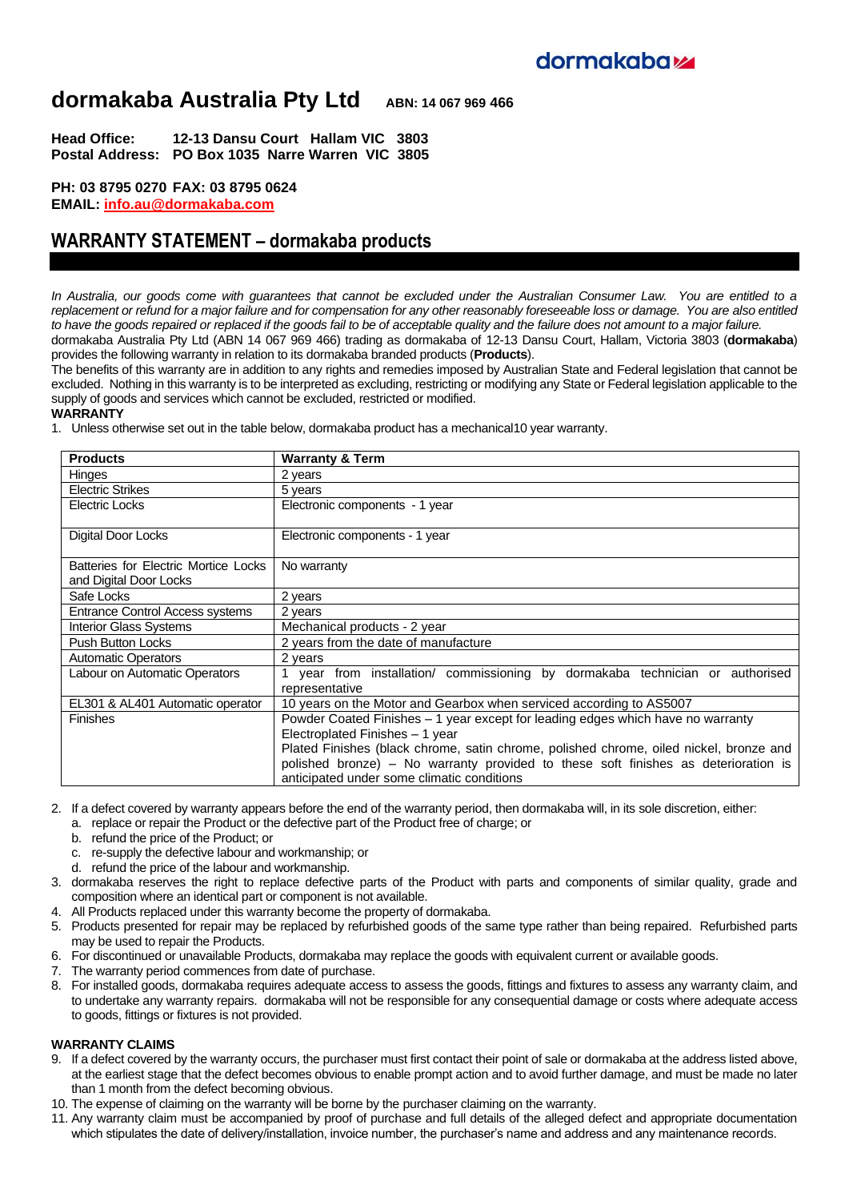dormakaba

# dormakaba Australia Pty Ltd **ABN: 14 067 969 466**

**Head Office: 12-13 Dansu Court Hallam VIC 3803**
**Postal Address: PO Box 1035 Narre Warren VIC 3805**

**PH: 03 8795 0270 FAX: 03 8795 0624**
**EMAIL: info.au@dormakaba.com**

## WARRANTY STATEMENT – dormakaba products

*In Australia, our goods come with guarantees that cannot be excluded under the Australian Consumer Law. You are entitled to a replacement or refund for a major failure and for compensation for any other reasonably foreseeable loss or damage. You are also entitled to have the goods repaired or replaced if the goods fail to be of acceptable quality and the failure does not amount to a major failure.*

dormakaba Australia Pty Ltd (ABN 14 067 969 466) trading as dormakaba of 12-13 Dansu Court, Hallam, Victoria 3803 (**dormakaba**) provides the following warranty in relation to its dormakaba branded products (**Products**).

The benefits of this warranty are in addition to any rights and remedies imposed by Australian State and Federal legislation that cannot be excluded. Nothing in this warranty is to be interpreted as excluding, restricting or modifying any State or Federal legislation applicable to the supply of goods and services which cannot be excluded, restricted or modified.

**WARRANTY**

1. Unless otherwise set out in the table below, dormakaba product has a mechanical10 year warranty.

| Products | Warranty & Term |
|---|---|
| Hinges | 2 years |
| Electric Strikes | 5 years |
| Electric Locks | Electronic components - 1 year |
| Digital Door Locks | Electronic components - 1 year |
| Batteries for Electric Mortice Locks and Digital Door Locks | No warranty |
| Safe Locks | 2 years |
| Entrance Control Access systems | 2 years |
| Interior Glass Systems | Mechanical products - 2 year |
| Push Button Locks | 2 years from the date of manufacture |
| Automatic Operators | 2 years |
| Labour on Automatic Operators | 1 year from installation/ commissioning by dormakaba technician or authorised representative |
| EL301 & AL401 Automatic operator | 10 years on the Motor and Gearbox when serviced according to AS5007 |
| Finishes | Powder Coated Finishes – 1 year except for leading edges which have no warranty<br>Electroplated Finishes – 1 year<br>Plated Finishes (black chrome, satin chrome, polished chrome, oiled nickel, bronze and polished bronze) – No warranty provided to these soft finishes as deterioration is anticipated under some climatic conditions |

2. If a defect covered by warranty appears before the end of the warranty period, then dormakaba will, in its sole discretion, either:
   a. replace or repair the Product or the defective part of the Product free of charge; or
   b. refund the price of the Product; or
   c. re-supply the defective labour and workmanship; or
   d. refund the price of the labour and workmanship.
3. dormakaba reserves the right to replace defective parts of the Product with parts and components of similar quality, grade and composition where an identical part or component is not available.
4. All Products replaced under this warranty become the property of dormakaba.
5. Products presented for repair may be replaced by refurbished goods of the same type rather than being repaired. Refurbished parts may be used to repair the Products.
6. For discontinued or unavailable Products, dormakaba may replace the goods with equivalent current or available goods.
7. The warranty period commences from date of purchase.
8. For installed goods, dormakaba requires adequate access to assess the goods, fittings and fixtures to assess any warranty claim, and to undertake any warranty repairs. dormakaba will not be responsible for any consequential damage or costs where adequate access to goods, fittings or fixtures is not provided.

**WARRANTY CLAIMS**

9. If a defect covered by the warranty occurs, the purchaser must first contact their point of sale or dormakaba at the address listed above, at the earliest stage that the defect becomes obvious to enable prompt action and to avoid further damage, and must be made no later than 1 month from the defect becoming obvious.
10. The expense of claiming on the warranty will be borne by the purchaser claiming on the warranty.
11. Any warranty claim must be accompanied by proof of purchase and full details of the alleged defect and appropriate documentation which stipulates the date of delivery/installation, invoice number, the purchaser's name and address and any maintenance records.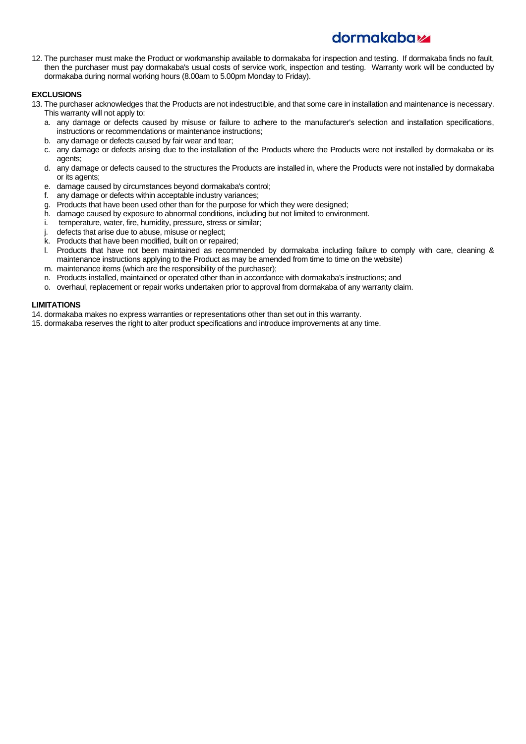12. The purchaser must make the Product or workmanship available to dormakaba for inspection and testing. If dormakaba finds no fault, then the purchaser must pay dormakaba's usual costs of service work, inspection and testing. Warranty work will be conducted by dormakaba during normal working hours (8.00am to 5.00pm Monday to Friday).

**EXCLUSIONS**

13. The purchaser acknowledges that the Products are not indestructible, and that some care in installation and maintenance is necessary. This warranty will not apply to:
    a. any damage or defects caused by misuse or failure to adhere to the manufacturer's selection and installation specifications, instructions or recommendations or maintenance instructions;
    b. any damage or defects caused by fair wear and tear;
    c. any damage or defects arising due to the installation of the Products where the Products were not installed by dormakaba or its agents;
    d. any damage or defects caused to the structures the Products are installed in, where the Products were not installed by dormakaba or its agents;
    e. damage caused by circumstances beyond dormakaba's control;
    f. any damage or defects within acceptable industry variances;
    g. Products that have been used other than for the purpose for which they were designed;
    h. damage caused by exposure to abnormal conditions, including but not limited to environment.
    i. temperature, water, fire, humidity, pressure, stress or similar;
    j. defects that arise due to abuse, misuse or neglect;
    k. Products that have been modified, built on or repaired;
    l. Products that have not been maintained as recommended by dormakaba including failure to comply with care, cleaning & maintenance instructions applying to the Product as may be amended from time to time on the website)
    m. maintenance items (which are the responsibility of the purchaser);
    n. Products installed, maintained or operated other than in accordance with dormakaba's instructions; and
    o. overhaul, replacement or repair works undertaken prior to approval from dormakaba of any warranty claim.

**LIMITATIONS**

14. dormakaba makes no express warranties or representations other than set out in this warranty.
15. dormakaba reserves the right to alter product specifications and introduce improvements at any time.